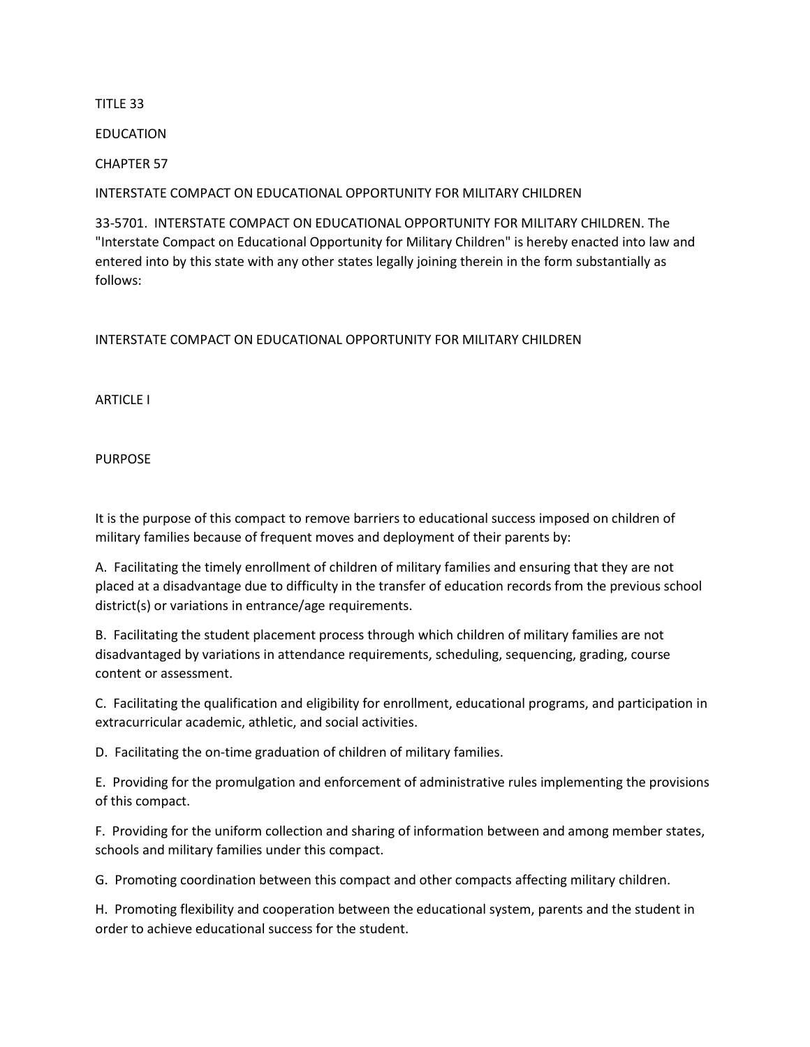# TITLE 33

## EDUCATION

## CHAPTER 57

## INTERSTATE COMPACT ON EDUCATIONAL OPPORTUNITY FOR MILITARY CHILDREN

33-5701. INTERSTATE COMPACT ON EDUCATIONAL OPPORTUNITY FOR MILITARY CHILDREN. The "Interstate Compact on Educational Opportunity for Military Children" is hereby enacted into law and entered into by this state with any other states legally joining therein in the form substantially as follows:

## INTERSTATE COMPACT ON EDUCATIONAL OPPORTUNITY FOR MILITARY CHILDREN

### ARTICLE I

### PURPOSE

It is the purpose of this compact to remove barriers to educational success imposed on children of military families because of frequent moves and deployment of their parents by:

A. Facilitating the timely enrollment of children of military families and ensuring that they are not placed at a disadvantage due to difficulty in the transfer of education records from the previous school district(s) or variations in entrance/age requirements.

B. Facilitating the student placement process through which children of military families are not disadvantaged by variations in attendance requirements, scheduling, sequencing, grading, course content or assessment.

C. Facilitating the qualification and eligibility for enrollment, educational programs, and participation in extracurricular academic, athletic, and social activities.

D. Facilitating the on-time graduation of children of military families.

E. Providing for the promulgation and enforcement of administrative rules implementing the provisions of this compact.

F. Providing for the uniform collection and sharing of information between and among member states, schools and military families under this compact.

G. Promoting coordination between this compact and other compacts affecting military children.

H. Promoting flexibility and cooperation between the educational system, parents and the student in order to achieve educational success for the student.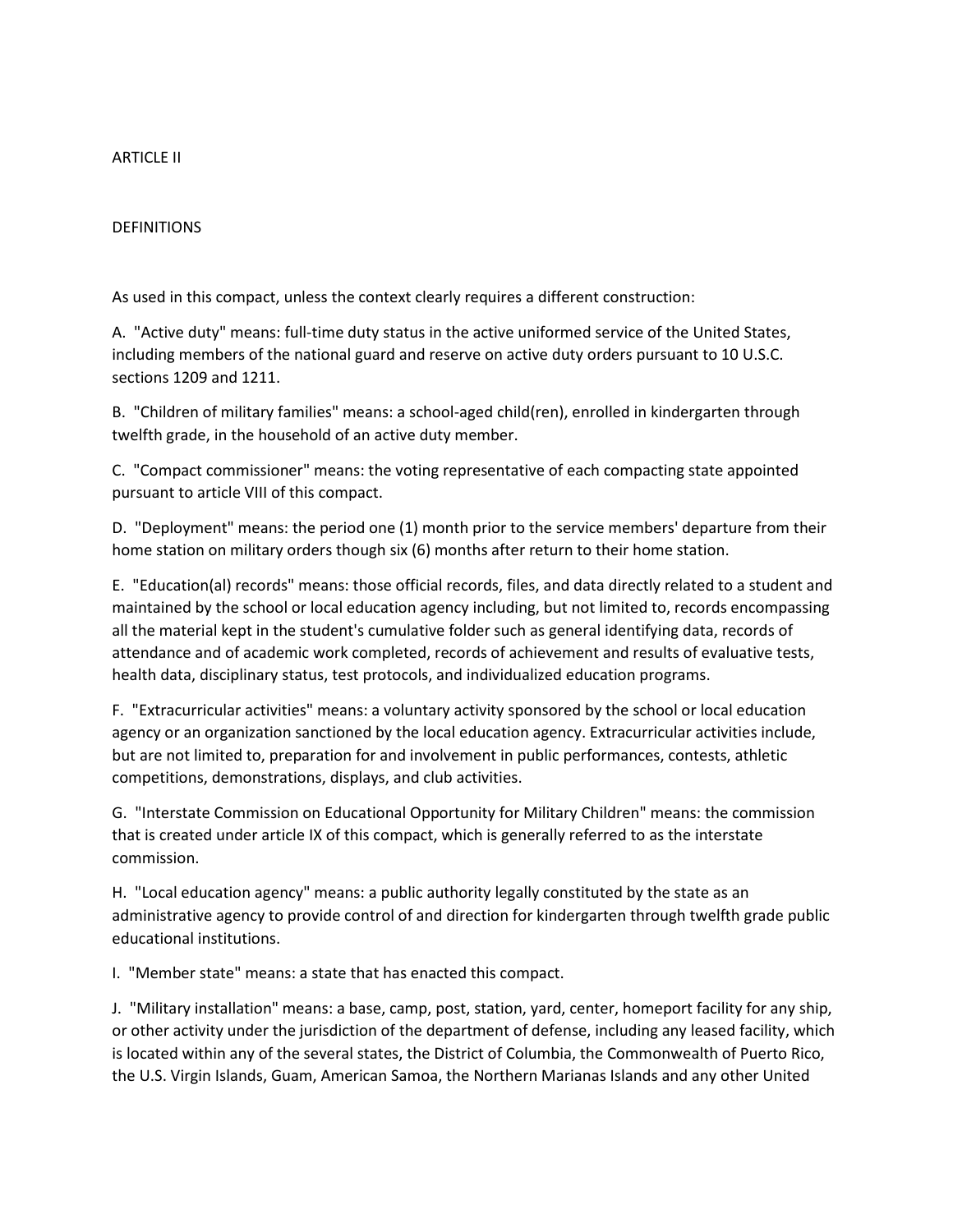## ARTICLE II

### DEFINITIONS

As used in this compact, unless the context clearly requires a different construction:

A. "Active duty" means: full-time duty status in the active uniformed service of the United States, including members of the national guard and reserve on active duty orders pursuant to 10 U.S.C. sections 1209 and 1211.

B. "Children of military families" means: a school-aged child(ren), enrolled in kindergarten through twelfth grade, in the household of an active duty member.

C. "Compact commissioner" means: the voting representative of each compacting state appointed pursuant to article VIII of this compact.

D. "Deployment" means: the period one (1) month prior to the service members' departure from their home station on military orders though six (6) months after return to their home station.

E. "Education(al) records" means: those official records, files, and data directly related to a student and maintained by the school or local education agency including, but not limited to, records encompassing all the material kept in the student's cumulative folder such as general identifying data, records of attendance and of academic work completed, records of achievement and results of evaluative tests, health data, disciplinary status, test protocols, and individualized education programs.

F. "Extracurricular activities" means: a voluntary activity sponsored by the school or local education agency or an organization sanctioned by the local education agency. Extracurricular activities include, but are not limited to, preparation for and involvement in public performances, contests, athletic competitions, demonstrations, displays, and club activities.

G. "Interstate Commission on Educational Opportunity for Military Children" means: the commission that is created under article IX of this compact, which is generally referred to as the interstate commission.

H. "Local education agency" means: a public authority legally constituted by the state as an administrative agency to provide control of and direction for kindergarten through twelfth grade public educational institutions.

I. "Member state" means: a state that has enacted this compact.

J. "Military installation" means: a base, camp, post, station, yard, center, homeport facility for any ship, or other activity under the jurisdiction of the department of defense, including any leased facility, which is located within any of the several states, the District of Columbia, the Commonwealth of Puerto Rico, the U.S. Virgin Islands, Guam, American Samoa, the Northern Marianas Islands and any other United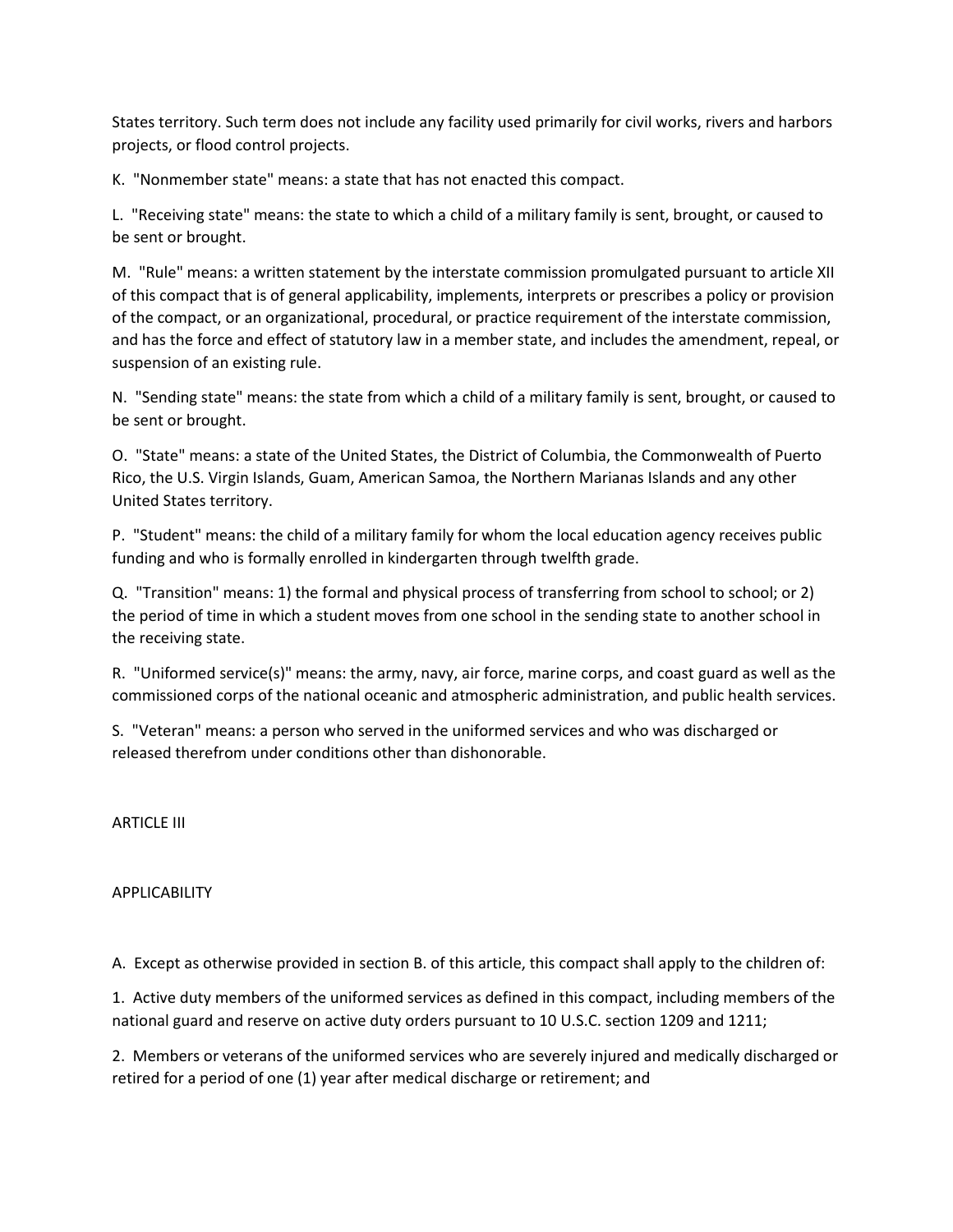States territory. Such term does not include any facility used primarily for civil works, rivers and harbors projects, or flood control projects.

K. "Nonmember state" means: a state that has not enacted this compact.

L. "Receiving state" means: the state to which a child of a military family is sent, brought, or caused to be sent or brought.

M. "Rule" means: a written statement by the interstate commission promulgated pursuant to article XII of this compact that is of general applicability, implements, interprets or prescribes a policy or provision of the compact, or an organizational, procedural, or practice requirement of the interstate commission, and has the force and effect of statutory law in a member state, and includes the amendment, repeal, or suspension of an existing rule.

N. "Sending state" means: the state from which a child of a military family is sent, brought, or caused to be sent or brought.

O. "State" means: a state of the United States, the District of Columbia, the Commonwealth of Puerto Rico, the U.S. Virgin Islands, Guam, American Samoa, the Northern Marianas Islands and any other United States territory.

P. "Student" means: the child of a military family for whom the local education agency receives public funding and who is formally enrolled in kindergarten through twelfth grade.

Q. "Transition" means: 1) the formal and physical process of transferring from school to school; or 2) the period of time in which a student moves from one school in the sending state to another school in the receiving state.

R. "Uniformed service(s)" means: the army, navy, air force, marine corps, and coast guard as well as the commissioned corps of the national oceanic and atmospheric administration, and public health services.

S. "Veteran" means: a person who served in the uniformed services and who was discharged or released therefrom under conditions other than dishonorable.

## ARTICLE III

## APPLICABILITY

A. Except as otherwise provided in section B. of this article, this compact shall apply to the children of:

1. Active duty members of the uniformed services as defined in this compact, including members of the national guard and reserve on active duty orders pursuant to 10 U.S.C. section 1209 and 1211;

2. Members or veterans of the uniformed services who are severely injured and medically discharged or retired for a period of one (1) year after medical discharge or retirement; and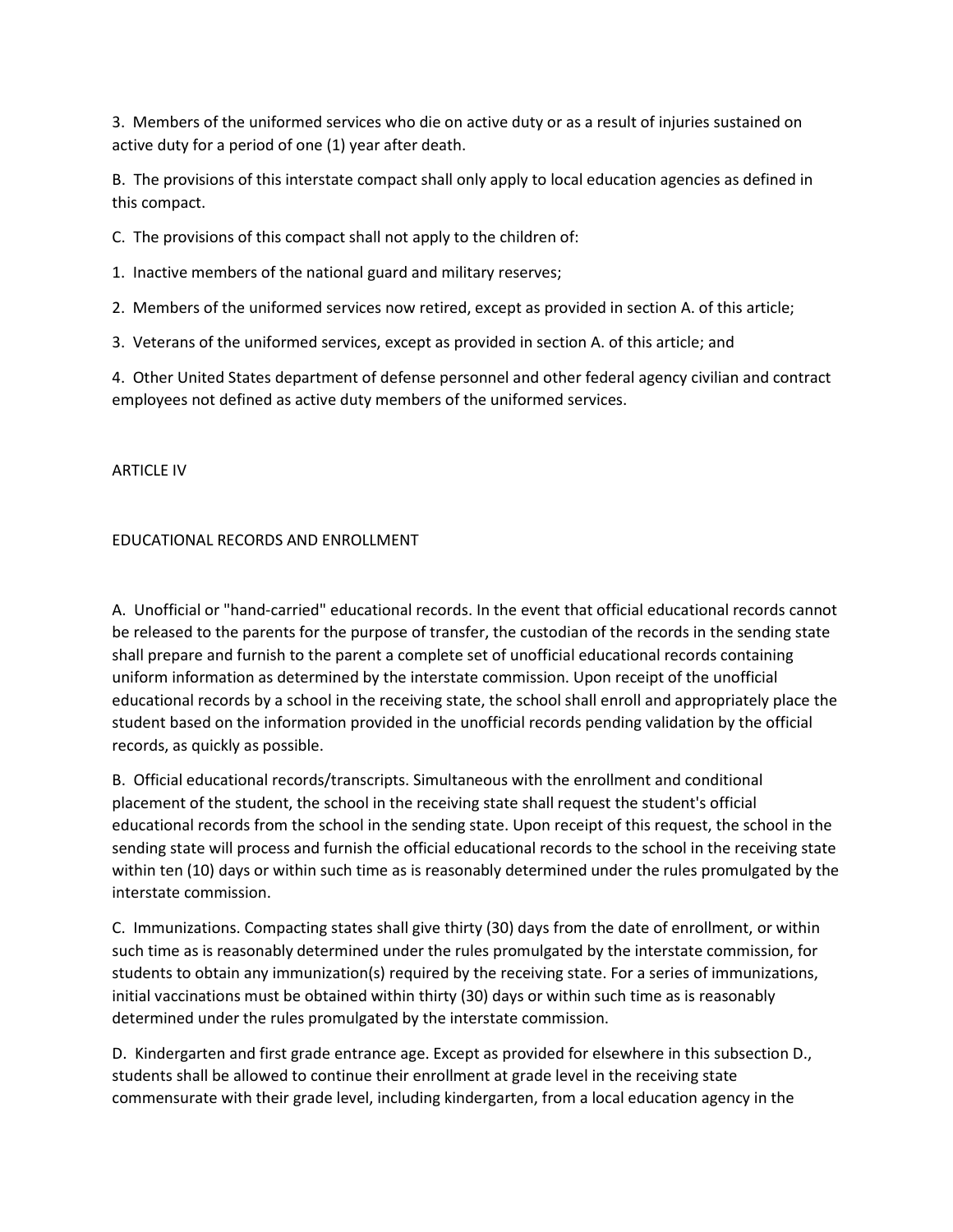3. Members of the uniformed services who die on active duty or as a result of injuries sustained on active duty for a period of one (1) year after death.

B. The provisions of this interstate compact shall only apply to local education agencies as defined in this compact.

C. The provisions of this compact shall not apply to the children of:

1. Inactive members of the national guard and military reserves;

2. Members of the uniformed services now retired, except as provided in section A. of this article;

3. Veterans of the uniformed services, except as provided in section A. of this article; and

4. Other United States department of defense personnel and other federal agency civilian and contract employees not defined as active duty members of the uniformed services.

## ARTICLE IV

## EDUCATIONAL RECORDS AND ENROLLMENT

A. Unofficial or "hand-carried" educational records. In the event that official educational records cannot be released to the parents for the purpose of transfer, the custodian of the records in the sending state shall prepare and furnish to the parent a complete set of unofficial educational records containing uniform information as determined by the interstate commission. Upon receipt of the unofficial educational records by a school in the receiving state, the school shall enroll and appropriately place the student based on the information provided in the unofficial records pending validation by the official records, as quickly as possible.

B. Official educational records/transcripts. Simultaneous with the enrollment and conditional placement of the student, the school in the receiving state shall request the student's official educational records from the school in the sending state. Upon receipt of this request, the school in the sending state will process and furnish the official educational records to the school in the receiving state within ten (10) days or within such time as is reasonably determined under the rules promulgated by the interstate commission.

C. Immunizations. Compacting states shall give thirty (30) days from the date of enrollment, or within such time as is reasonably determined under the rules promulgated by the interstate commission, for students to obtain any immunization(s) required by the receiving state. For a series of immunizations, initial vaccinations must be obtained within thirty (30) days or within such time as is reasonably determined under the rules promulgated by the interstate commission.

D. Kindergarten and first grade entrance age. Except as provided for elsewhere in this subsection D., students shall be allowed to continue their enrollment at grade level in the receiving state commensurate with their grade level, including kindergarten, from a local education agency in the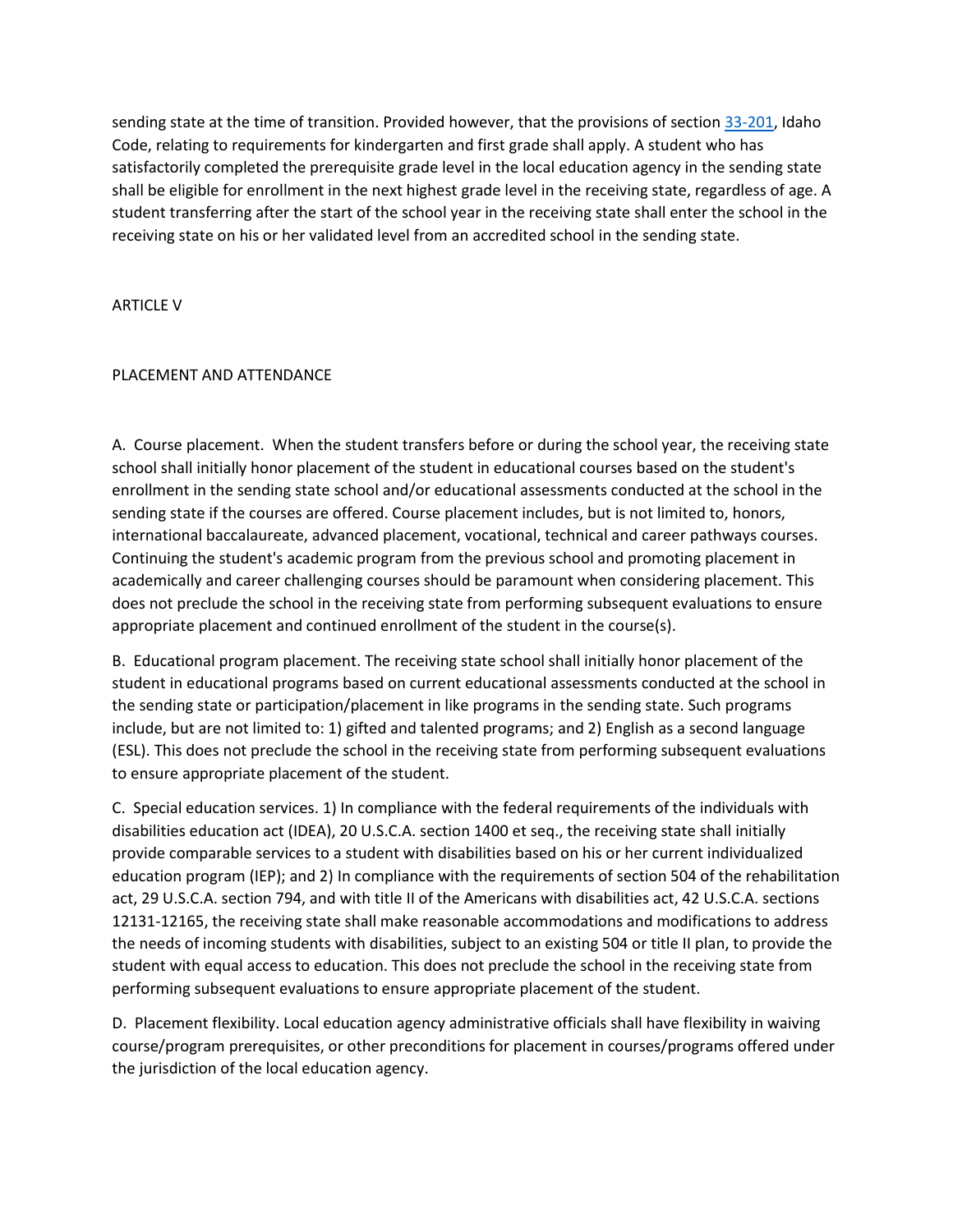sending state at the time of transition. Provided however, that the provisions of section 33-201, Idaho Code, relating to requirements for kindergarten and first grade shall apply. A student who has satisfactorily completed the prerequisite grade level in the local education agency in the sending state shall be eligible for enrollment in the next highest grade level in the receiving state, regardless of age. A student transferring after the start of the school year in the receiving state shall enter the school in the receiving state on his or her validated level from an accredited school in the sending state.

ARTICLE V

PLACEMENT AND ATTENDANCE

A. Course placement. When the student transfers before or during the school year, the receiving state school shall initially honor placement of the student in educational courses based on the student's enrollment in the sending state school and/or educational assessments conducted at the school in the sending state if the courses are offered. Course placement includes, but is not limited to, honors, international baccalaureate, advanced placement, vocational, technical and career pathways courses. Continuing the student's academic program from the previous school and promoting placement in academically and career challenging courses should be paramount when considering placement. This does not preclude the school in the receiving state from performing subsequent evaluations to ensure appropriate placement and continued enrollment of the student in the course(s).

B. Educational program placement. The receiving state school shall initially honor placement of the student in educational programs based on current educational assessments conducted at the school in the sending state or participation/placement in like programs in the sending state. Such programs include, but are not limited to: 1) gifted and talented programs; and 2) English as a second language (ESL). This does not preclude the school in the receiving state from performing subsequent evaluations to ensure appropriate placement of the student.

C. Special education services. 1) In compliance with the federal requirements of the individuals with disabilities education act (IDEA), 20 U.S.C.A. section 1400 et seq., the receiving state shall initially provide comparable services to a student with disabilities based on his or her current individualized education program (IEP); and 2) In compliance with the requirements of section 504 of the rehabilitation act, 29 U.S.C.A. section 794, and with title II of the Americans with disabilities act, 42 U.S.C.A. sections 12131-12165, the receiving state shall make reasonable accommodations and modifications to address the needs of incoming students with disabilities, subject to an existing 504 or title II plan, to provide the student with equal access to education. This does not preclude the school in the receiving state from performing subsequent evaluations to ensure appropriate placement of the student.

D. Placement flexibility. Local education agency administrative officials shall have flexibility in waiving course/program prerequisites, or other preconditions for placement in courses/programs offered under the jurisdiction of the local education agency.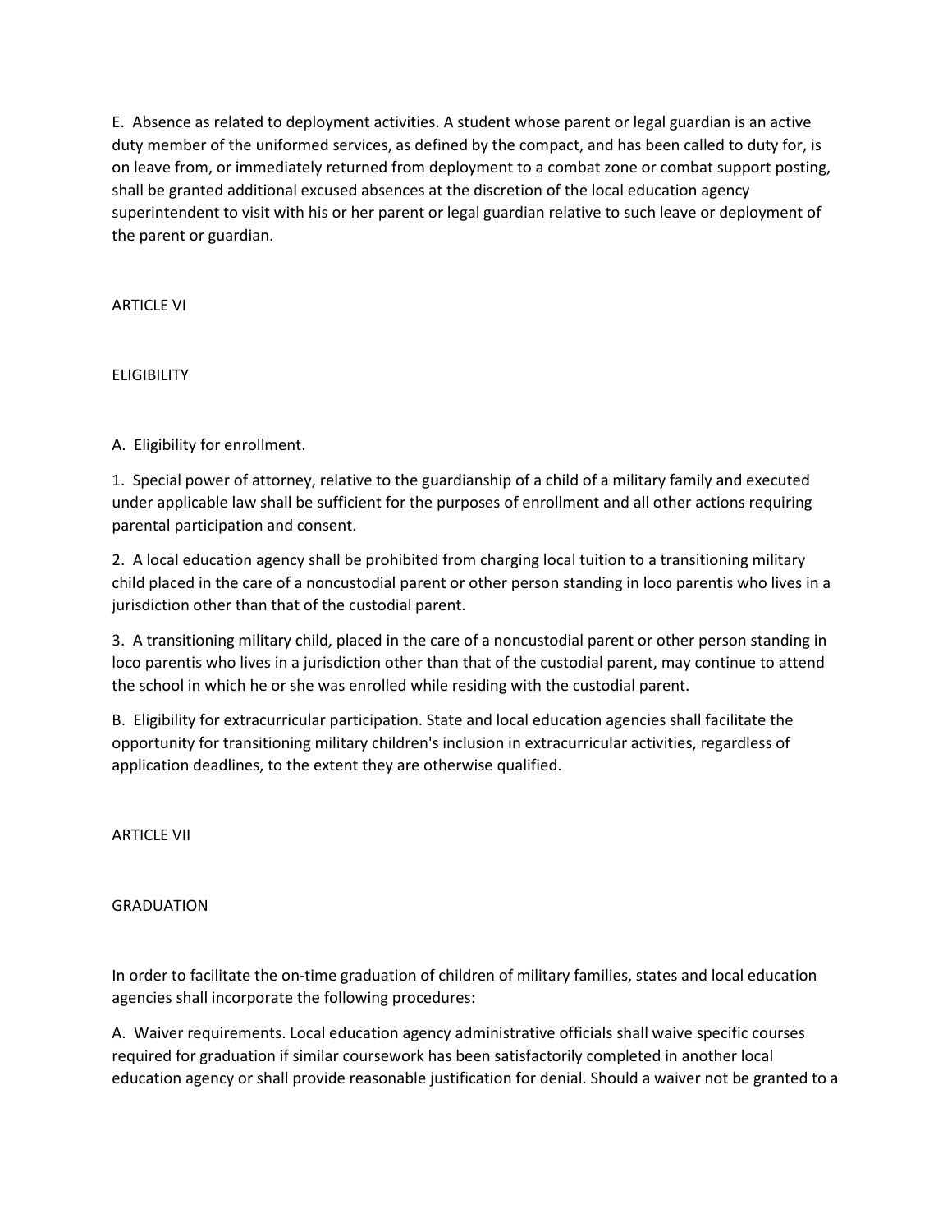E. Absence as related to deployment activities. A student whose parent or legal guardian is an active duty member of the uniformed services, as defined by the compact, and has been called to duty for, is on leave from, or immediately returned from deployment to a combat zone or combat support posting, shall be granted additional excused absences at the discretion of the local education agency superintendent to visit with his or her parent or legal guardian relative to such leave or deployment of the parent or guardian.

## ARTICLE VI

## ELIGIBILITY

A. Eligibility for enrollment.

1. Special power of attorney, relative to the guardianship of a child of a military family and executed under applicable law shall be sufficient for the purposes of enrollment and all other actions requiring parental participation and consent.

2. A local education agency shall be prohibited from charging local tuition to a transitioning military child placed in the care of a noncustodial parent or other person standing in loco parentis who lives in a jurisdiction other than that of the custodial parent.

3. A transitioning military child, placed in the care of a noncustodial parent or other person standing in loco parentis who lives in a jurisdiction other than that of the custodial parent, may continue to attend the school in which he or she was enrolled while residing with the custodial parent.

B. Eligibility for extracurricular participation. State and local education agencies shall facilitate the opportunity for transitioning military children's inclusion in extracurricular activities, regardless of application deadlines, to the extent they are otherwise qualified.

## ARTICLE VII

## GRADUATION

In order to facilitate the on-time graduation of children of military families, states and local education agencies shall incorporate the following procedures:

A. Waiver requirements. Local education agency administrative officials shall waive specific courses required for graduation if similar coursework has been satisfactorily completed in another local education agency or shall provide reasonable justification for denial. Should a waiver not be granted to a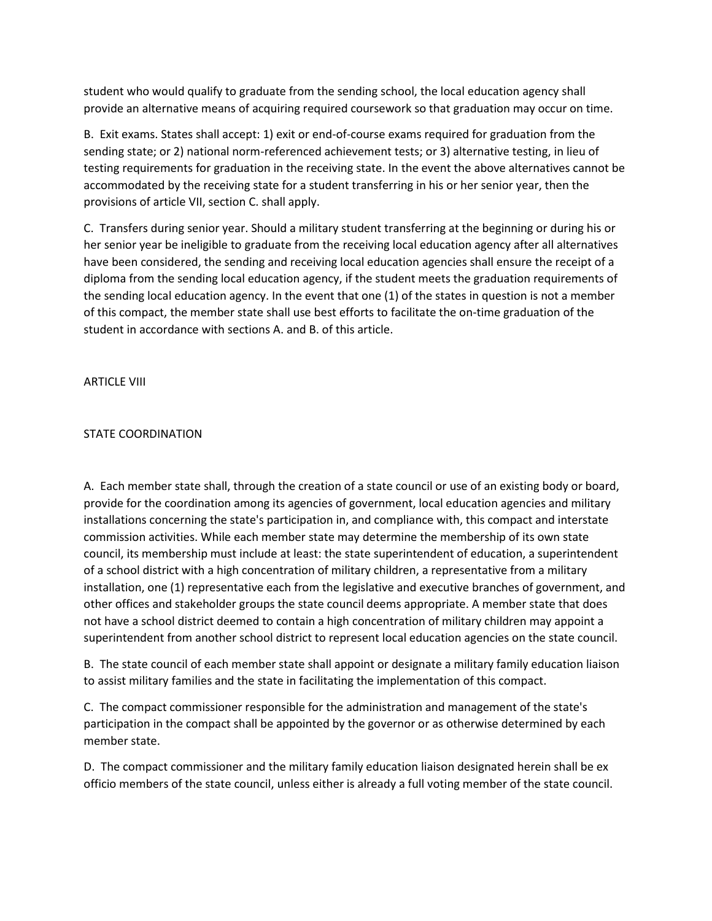student who would qualify to graduate from the sending school, the local education agency shall provide an alternative means of acquiring required coursework so that graduation may occur on time.

B. Exit exams. States shall accept: 1) exit or end-of-course exams required for graduation from the sending state; or 2) national norm-referenced achievement tests; or 3) alternative testing, in lieu of testing requirements for graduation in the receiving state. In the event the above alternatives cannot be accommodated by the receiving state for a student transferring in his or her senior year, then the provisions of article VII, section C. shall apply.

C. Transfers during senior year. Should a military student transferring at the beginning or during his or her senior year be ineligible to graduate from the receiving local education agency after all alternatives have been considered, the sending and receiving local education agencies shall ensure the receipt of a diploma from the sending local education agency, if the student meets the graduation requirements of the sending local education agency. In the event that one (1) of the states in question is not a member of this compact, the member state shall use best efforts to facilitate the on-time graduation of the student in accordance with sections A. and B. of this article.

## ARTICLE VIII

## STATE COORDINATION

A. Each member state shall, through the creation of a state council or use of an existing body or board, provide for the coordination among its agencies of government, local education agencies and military installations concerning the state's participation in, and compliance with, this compact and interstate commission activities. While each member state may determine the membership of its own state council, its membership must include at least: the state superintendent of education, a superintendent of a school district with a high concentration of military children, a representative from a military installation, one (1) representative each from the legislative and executive branches of government, and other offices and stakeholder groups the state council deems appropriate. A member state that does not have a school district deemed to contain a high concentration of military children may appoint a superintendent from another school district to represent local education agencies on the state council.

B. The state council of each member state shall appoint or designate a military family education liaison to assist military families and the state in facilitating the implementation of this compact.

C. The compact commissioner responsible for the administration and management of the state's participation in the compact shall be appointed by the governor or as otherwise determined by each member state.

D. The compact commissioner and the military family education liaison designated herein shall be ex officio members of the state council, unless either is already a full voting member of the state council.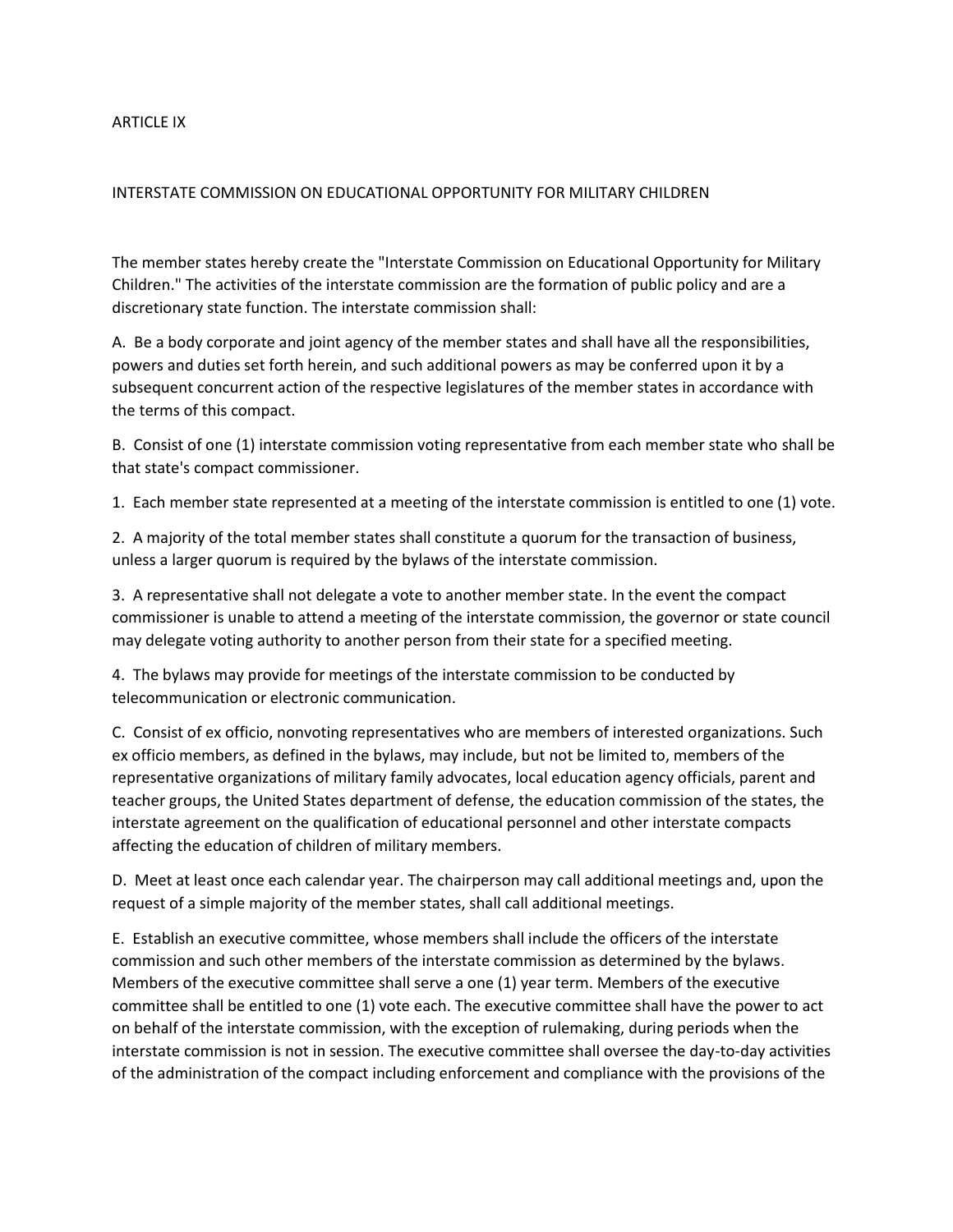ARTICLE IX

INTERSTATE COMMISSION ON EDUCATIONAL OPPORTUNITY FOR MILITARY CHILDREN

The member states hereby create the "Interstate Commission on Educational Opportunity for Military Children." The activities of the interstate commission are the formation of public policy and are a discretionary state function. The interstate commission shall:

A. Be a body corporate and joint agency of the member states and shall have all the responsibilities, powers and duties set forth herein, and such additional powers as may be conferred upon it by a subsequent concurrent action of the respective legislatures of the member states in accordance with the terms of this compact.

B. Consist of one (1) interstate commission voting representative from each member state who shall be that state's compact commissioner.

1. Each member state represented at a meeting of the interstate commission is entitled to one (1) vote.

2. A majority of the total member states shall constitute a quorum for the transaction of business, unless a larger quorum is required by the bylaws of the interstate commission.

3. A representative shall not delegate a vote to another member state. In the event the compact commissioner is unable to attend a meeting of the interstate commission, the governor or state council may delegate voting authority to another person from their state for a specified meeting.

4. The bylaws may provide for meetings of the interstate commission to be conducted by telecommunication or electronic communication.

C. Consist of ex officio, nonvoting representatives who are members of interested organizations. Such ex officio members, as defined in the bylaws, may include, but not be limited to, members of the representative organizations of military family advocates, local education agency officials, parent and teacher groups, the United States department of defense, the education commission of the states, the interstate agreement on the qualification of educational personnel and other interstate compacts affecting the education of children of military members.

D. Meet at least once each calendar year. The chairperson may call additional meetings and, upon the request of a simple majority of the member states, shall call additional meetings.

E. Establish an executive committee, whose members shall include the officers of the interstate commission and such other members of the interstate commission as determined by the bylaws. Members of the executive committee shall serve a one (1) year term. Members of the executive committee shall be entitled to one (1) vote each. The executive committee shall have the power to act on behalf of the interstate commission, with the exception of rulemaking, during periods when the interstate commission is not in session. The executive committee shall oversee the day-to-day activities of the administration of the compact including enforcement and compliance with the provisions of the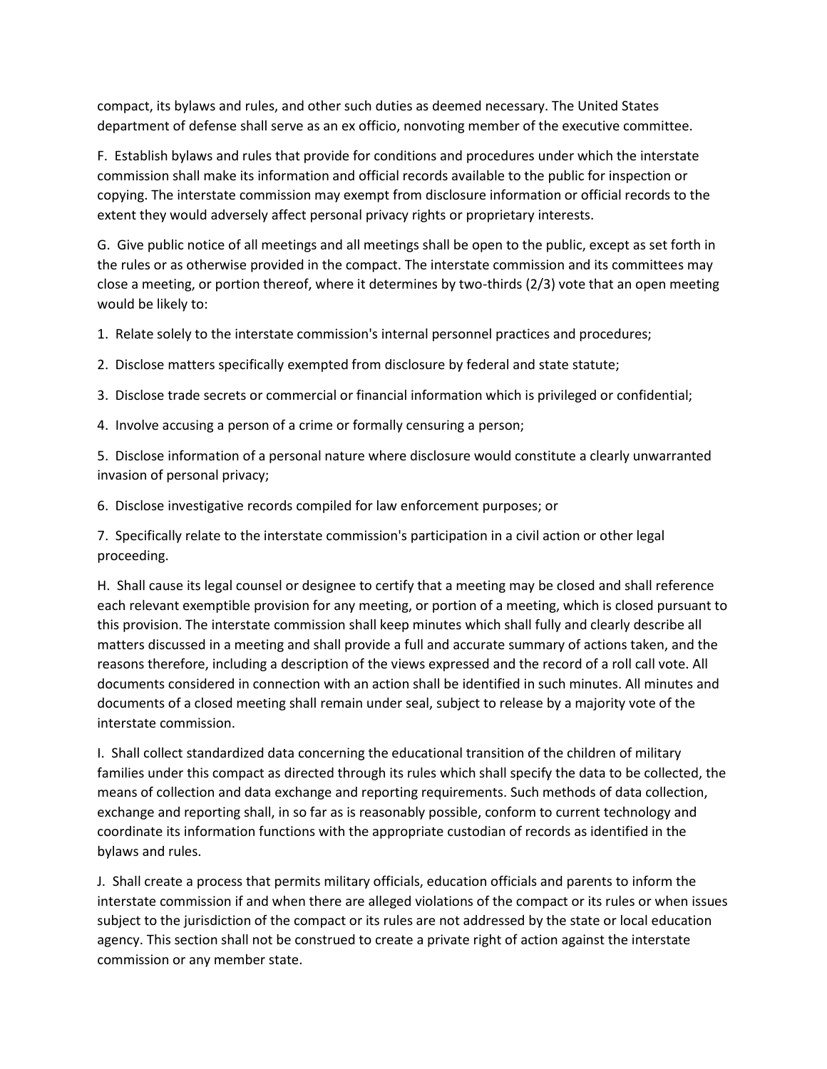compact, its bylaws and rules, and other such duties as deemed necessary. The United States department of defense shall serve as an ex officio, nonvoting member of the executive committee.

F. Establish bylaws and rules that provide for conditions and procedures under which the interstate commission shall make its information and official records available to the public for inspection or copying. The interstate commission may exempt from disclosure information or official records to the extent they would adversely affect personal privacy rights or proprietary interests.

G. Give public notice of all meetings and all meetings shall be open to the public, except as set forth in the rules or as otherwise provided in the compact. The interstate commission and its committees may close a meeting, or portion thereof, where it determines by two-thirds (2/3) vote that an open meeting would be likely to:

1. Relate solely to the interstate commission's internal personnel practices and procedures;

2. Disclose matters specifically exempted from disclosure by federal and state statute;

3. Disclose trade secrets or commercial or financial information which is privileged or confidential;

4. Involve accusing a person of a crime or formally censuring a person;

5. Disclose information of a personal nature where disclosure would constitute a clearly unwarranted invasion of personal privacy;

6. Disclose investigative records compiled for law enforcement purposes; or

7. Specifically relate to the interstate commission's participation in a civil action or other legal proceeding.

H. Shall cause its legal counsel or designee to certify that a meeting may be closed and shall reference each relevant exemptible provision for any meeting, or portion of a meeting, which is closed pursuant to this provision. The interstate commission shall keep minutes which shall fully and clearly describe all matters discussed in a meeting and shall provide a full and accurate summary of actions taken, and the reasons therefore, including a description of the views expressed and the record of a roll call vote. All documents considered in connection with an action shall be identified in such minutes. All minutes and documents of a closed meeting shall remain under seal, subject to release by a majority vote of the interstate commission.

I. Shall collect standardized data concerning the educational transition of the children of military families under this compact as directed through its rules which shall specify the data to be collected, the means of collection and data exchange and reporting requirements. Such methods of data collection, exchange and reporting shall, in so far as is reasonably possible, conform to current technology and coordinate its information functions with the appropriate custodian of records as identified in the bylaws and rules.

J. Shall create a process that permits military officials, education officials and parents to inform the interstate commission if and when there are alleged violations of the compact or its rules or when issues subject to the jurisdiction of the compact or its rules are not addressed by the state or local education agency. This section shall not be construed to create a private right of action against the interstate commission or any member state.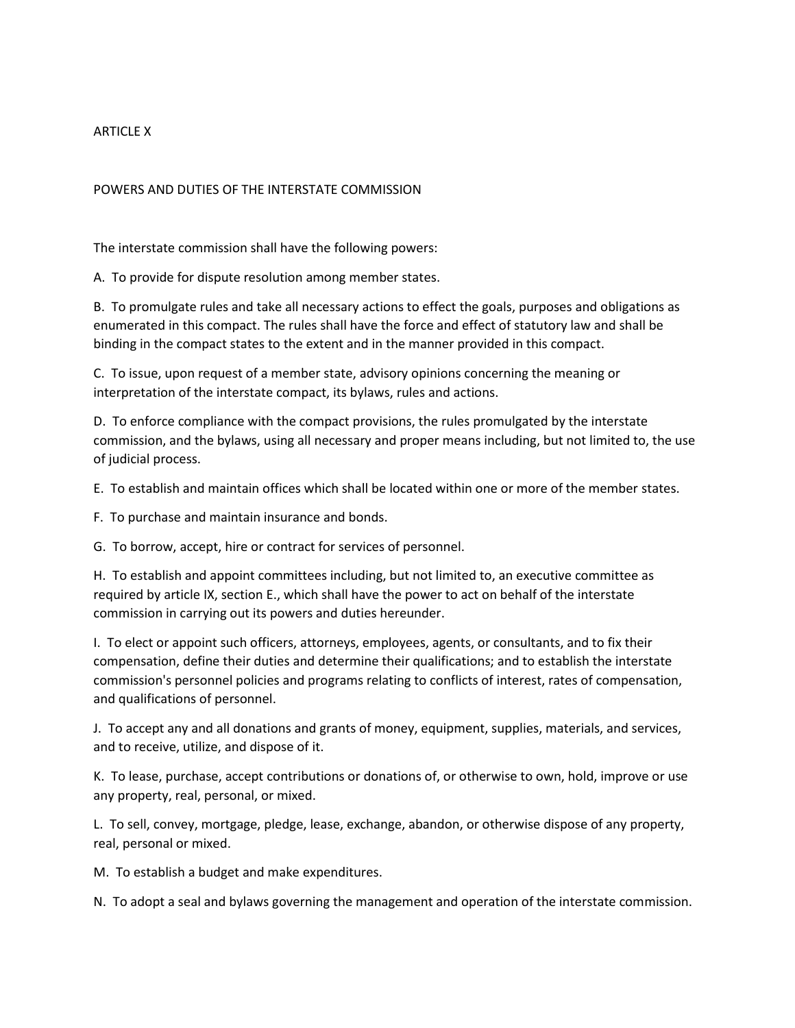## ARTICLE X

## POWERS AND DUTIES OF THE INTERSTATE COMMISSION

The interstate commission shall have the following powers:

A. To provide for dispute resolution among member states.

B. To promulgate rules and take all necessary actions to effect the goals, purposes and obligations as enumerated in this compact. The rules shall have the force and effect of statutory law and shall be binding in the compact states to the extent and in the manner provided in this compact.

C. To issue, upon request of a member state, advisory opinions concerning the meaning or interpretation of the interstate compact, its bylaws, rules and actions.

D. To enforce compliance with the compact provisions, the rules promulgated by the interstate commission, and the bylaws, using all necessary and proper means including, but not limited to, the use of judicial process.

E. To establish and maintain offices which shall be located within one or more of the member states.

F. To purchase and maintain insurance and bonds.

G. To borrow, accept, hire or contract for services of personnel.

H. To establish and appoint committees including, but not limited to, an executive committee as required by article IX, section E., which shall have the power to act on behalf of the interstate commission in carrying out its powers and duties hereunder.

I. To elect or appoint such officers, attorneys, employees, agents, or consultants, and to fix their compensation, define their duties and determine their qualifications; and to establish the interstate commission's personnel policies and programs relating to conflicts of interest, rates of compensation, and qualifications of personnel.

J. To accept any and all donations and grants of money, equipment, supplies, materials, and services, and to receive, utilize, and dispose of it.

K. To lease, purchase, accept contributions or donations of, or otherwise to own, hold, improve or use any property, real, personal, or mixed.

L. To sell, convey, mortgage, pledge, lease, exchange, abandon, or otherwise dispose of any property, real, personal or mixed.

M. To establish a budget and make expenditures.

N. To adopt a seal and bylaws governing the management and operation of the interstate commission.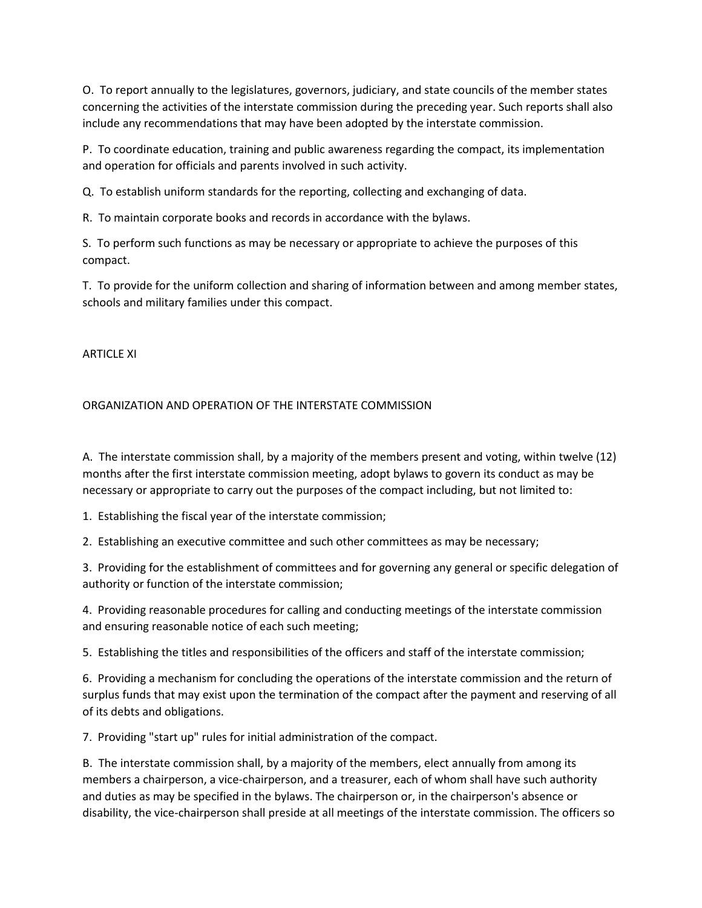O. To report annually to the legislatures, governors, judiciary, and state councils of the member states concerning the activities of the interstate commission during the preceding year. Such reports shall also include any recommendations that may have been adopted by the interstate commission.

P. To coordinate education, training and public awareness regarding the compact, its implementation and operation for officials and parents involved in such activity.

Q. To establish uniform standards for the reporting, collecting and exchanging of data.

R. To maintain corporate books and records in accordance with the bylaws.

S. To perform such functions as may be necessary or appropriate to achieve the purposes of this compact.

T. To provide for the uniform collection and sharing of information between and among member states, schools and military families under this compact.

## ARTICLE XI

## ORGANIZATION AND OPERATION OF THE INTERSTATE COMMISSION

A. The interstate commission shall, by a majority of the members present and voting, within twelve (12) months after the first interstate commission meeting, adopt bylaws to govern its conduct as may be necessary or appropriate to carry out the purposes of the compact including, but not limited to:

1. Establishing the fiscal year of the interstate commission;

2. Establishing an executive committee and such other committees as may be necessary;

3. Providing for the establishment of committees and for governing any general or specific delegation of authority or function of the interstate commission;

4. Providing reasonable procedures for calling and conducting meetings of the interstate commission and ensuring reasonable notice of each such meeting;

5. Establishing the titles and responsibilities of the officers and staff of the interstate commission;

6. Providing a mechanism for concluding the operations of the interstate commission and the return of surplus funds that may exist upon the termination of the compact after the payment and reserving of all of its debts and obligations.

7. Providing "start up" rules for initial administration of the compact.

B. The interstate commission shall, by a majority of the members, elect annually from among its members a chairperson, a vice-chairperson, and a treasurer, each of whom shall have such authority and duties as may be specified in the bylaws. The chairperson or, in the chairperson's absence or disability, the vice-chairperson shall preside at all meetings of the interstate commission. The officers so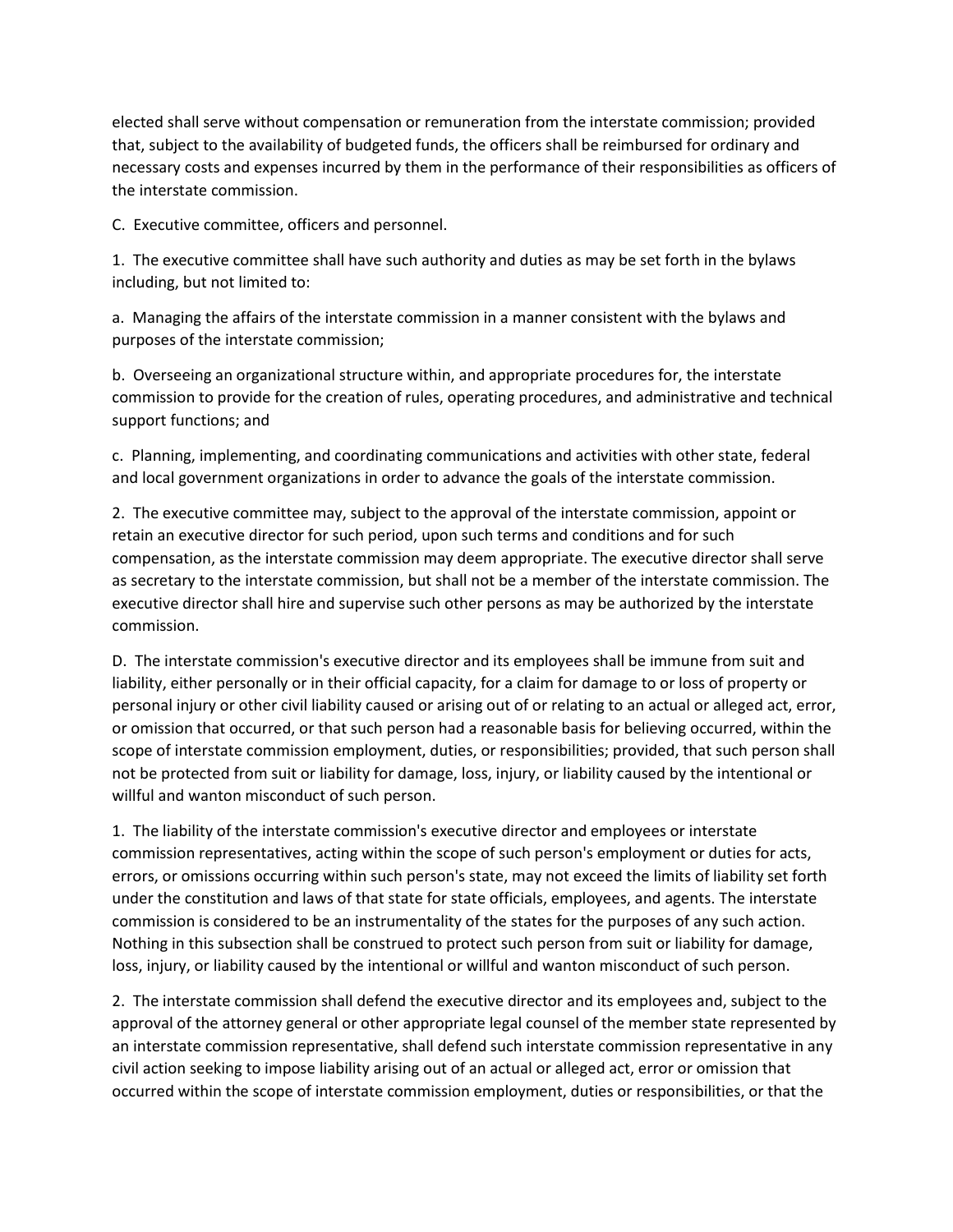elected shall serve without compensation or remuneration from the interstate commission; provided that, subject to the availability of budgeted funds, the officers shall be reimbursed for ordinary and necessary costs and expenses incurred by them in the performance of their responsibilities as officers of the interstate commission.

C. Executive committee, officers and personnel.

1. The executive committee shall have such authority and duties as may be set forth in the bylaws including, but not limited to:

a. Managing the affairs of the interstate commission in a manner consistent with the bylaws and purposes of the interstate commission;

b. Overseeing an organizational structure within, and appropriate procedures for, the interstate commission to provide for the creation of rules, operating procedures, and administrative and technical support functions; and

c. Planning, implementing, and coordinating communications and activities with other state, federal and local government organizations in order to advance the goals of the interstate commission.

2. The executive committee may, subject to the approval of the interstate commission, appoint or retain an executive director for such period, upon such terms and conditions and for such compensation, as the interstate commission may deem appropriate. The executive director shall serve as secretary to the interstate commission, but shall not be a member of the interstate commission. The executive director shall hire and supervise such other persons as may be authorized by the interstate commission.

D. The interstate commission's executive director and its employees shall be immune from suit and liability, either personally or in their official capacity, for a claim for damage to or loss of property or personal injury or other civil liability caused or arising out of or relating to an actual or alleged act, error, or omission that occurred, or that such person had a reasonable basis for believing occurred, within the scope of interstate commission employment, duties, or responsibilities; provided, that such person shall not be protected from suit or liability for damage, loss, injury, or liability caused by the intentional or willful and wanton misconduct of such person.

1. The liability of the interstate commission's executive director and employees or interstate commission representatives, acting within the scope of such person's employment or duties for acts, errors, or omissions occurring within such person's state, may not exceed the limits of liability set forth under the constitution and laws of that state for state officials, employees, and agents. The interstate commission is considered to be an instrumentality of the states for the purposes of any such action. Nothing in this subsection shall be construed to protect such person from suit or liability for damage, loss, injury, or liability caused by the intentional or willful and wanton misconduct of such person.

2. The interstate commission shall defend the executive director and its employees and, subject to the approval of the attorney general or other appropriate legal counsel of the member state represented by an interstate commission representative, shall defend such interstate commission representative in any civil action seeking to impose liability arising out of an actual or alleged act, error or omission that occurred within the scope of interstate commission employment, duties or responsibilities, or that the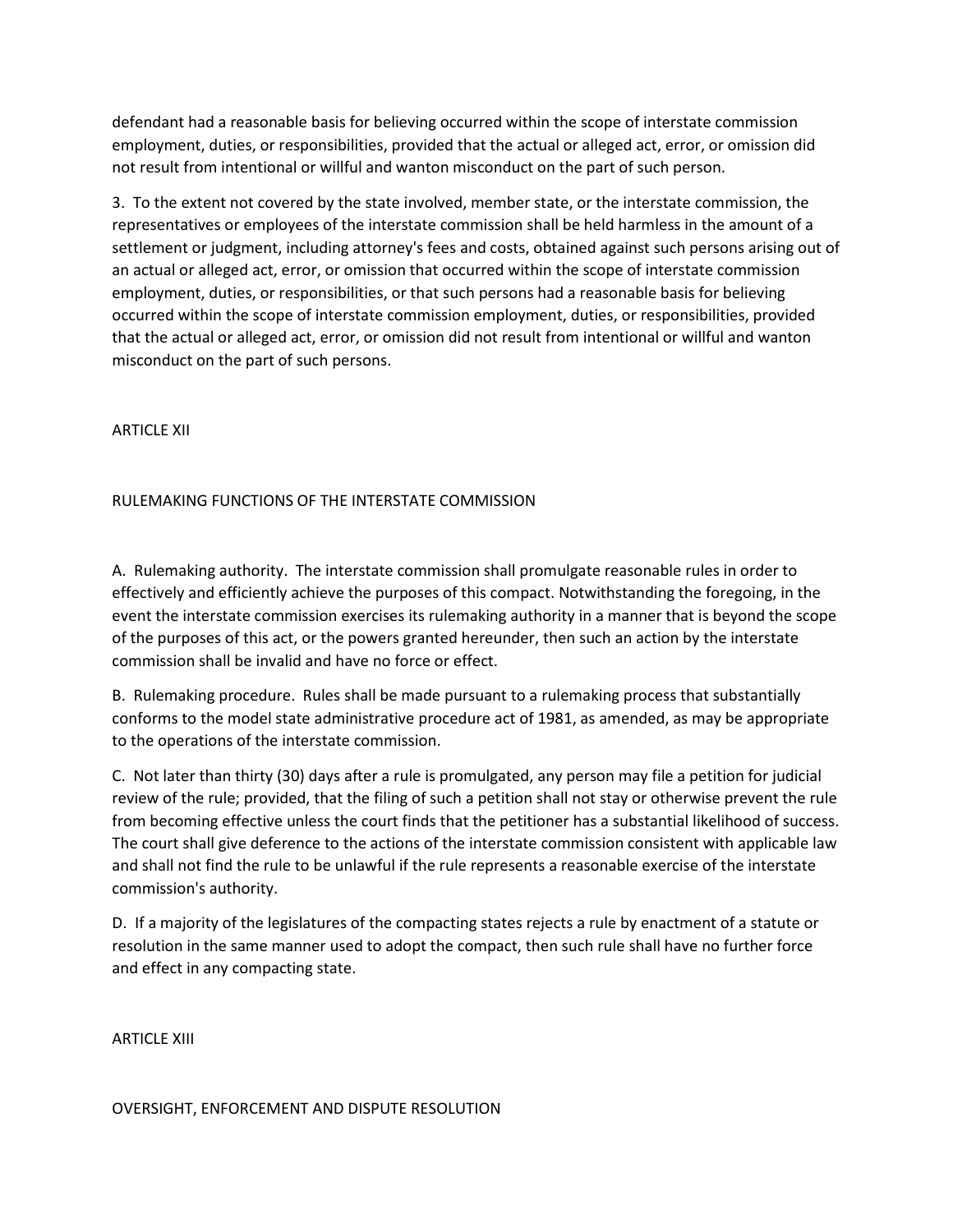defendant had a reasonable basis for believing occurred within the scope of interstate commission employment, duties, or responsibilities, provided that the actual or alleged act, error, or omission did not result from intentional or willful and wanton misconduct on the part of such person.

3. To the extent not covered by the state involved, member state, or the interstate commission, the representatives or employees of the interstate commission shall be held harmless in the amount of a settlement or judgment, including attorney's fees and costs, obtained against such persons arising out of an actual or alleged act, error, or omission that occurred within the scope of interstate commission employment, duties, or responsibilities, or that such persons had a reasonable basis for believing occurred within the scope of interstate commission employment, duties, or responsibilities, provided that the actual or alleged act, error, or omission did not result from intentional or willful and wanton misconduct on the part of such persons.

## ARTICLE XII

## RULEMAKING FUNCTIONS OF THE INTERSTATE COMMISSION

A. Rulemaking authority. The interstate commission shall promulgate reasonable rules in order to effectively and efficiently achieve the purposes of this compact. Notwithstanding the foregoing, in the event the interstate commission exercises its rulemaking authority in a manner that is beyond the scope of the purposes of this act, or the powers granted hereunder, then such an action by the interstate commission shall be invalid and have no force or effect.

B. Rulemaking procedure. Rules shall be made pursuant to a rulemaking process that substantially conforms to the model state administrative procedure act of 1981, as amended, as may be appropriate to the operations of the interstate commission.

C. Not later than thirty (30) days after a rule is promulgated, any person may file a petition for judicial review of the rule; provided, that the filing of such a petition shall not stay or otherwise prevent the rule from becoming effective unless the court finds that the petitioner has a substantial likelihood of success. The court shall give deference to the actions of the interstate commission consistent with applicable law and shall not find the rule to be unlawful if the rule represents a reasonable exercise of the interstate commission's authority.

D. If a majority of the legislatures of the compacting states rejects a rule by enactment of a statute or resolution in the same manner used to adopt the compact, then such rule shall have no further force and effect in any compacting state.

## ARTICLE XIII

## OVERSIGHT, ENFORCEMENT AND DISPUTE RESOLUTION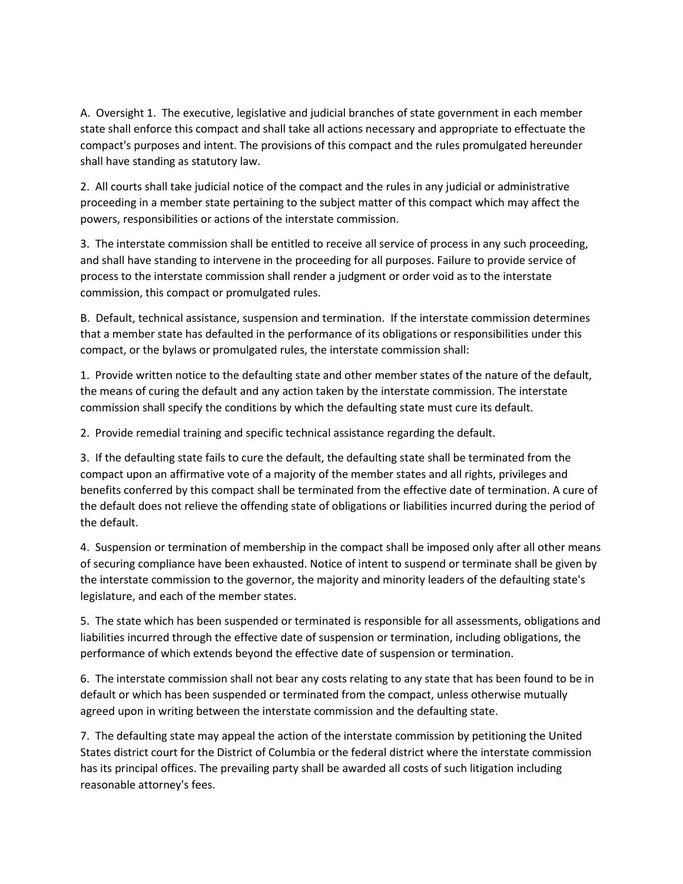A. Oversight 1. The executive, legislative and judicial branches of state government in each member state shall enforce this compact and shall take all actions necessary and appropriate to effectuate the compact's purposes and intent. The provisions of this compact and the rules promulgated hereunder shall have standing as statutory law.

2. All courts shall take judicial notice of the compact and the rules in any judicial or administrative proceeding in a member state pertaining to the subject matter of this compact which may affect the powers, responsibilities or actions of the interstate commission.

3. The interstate commission shall be entitled to receive all service of process in any such proceeding, and shall have standing to intervene in the proceeding for all purposes. Failure to provide service of process to the interstate commission shall render a judgment or order void as to the interstate commission, this compact or promulgated rules.

B. Default, technical assistance, suspension and termination. If the interstate commission determines that a member state has defaulted in the performance of its obligations or responsibilities under this compact, or the bylaws or promulgated rules, the interstate commission shall:

1. Provide written notice to the defaulting state and other member states of the nature of the default, the means of curing the default and any action taken by the interstate commission. The interstate commission shall specify the conditions by which the defaulting state must cure its default.

2. Provide remedial training and specific technical assistance regarding the default.

3. If the defaulting state fails to cure the default, the defaulting state shall be terminated from the compact upon an affirmative vote of a majority of the member states and all rights, privileges and benefits conferred by this compact shall be terminated from the effective date of termination. A cure of the default does not relieve the offending state of obligations or liabilities incurred during the period of the default.

4. Suspension or termination of membership in the compact shall be imposed only after all other means of securing compliance have been exhausted. Notice of intent to suspend or terminate shall be given by the interstate commission to the governor, the majority and minority leaders of the defaulting state's legislature, and each of the member states.

5. The state which has been suspended or terminated is responsible for all assessments, obligations and liabilities incurred through the effective date of suspension or termination, including obligations, the performance of which extends beyond the effective date of suspension or termination.

6. The interstate commission shall not bear any costs relating to any state that has been found to be in default or which has been suspended or terminated from the compact, unless otherwise mutually agreed upon in writing between the interstate commission and the defaulting state.

7. The defaulting state may appeal the action of the interstate commission by petitioning the United States district court for the District of Columbia or the federal district where the interstate commission has its principal offices. The prevailing party shall be awarded all costs of such litigation including reasonable attorney's fees.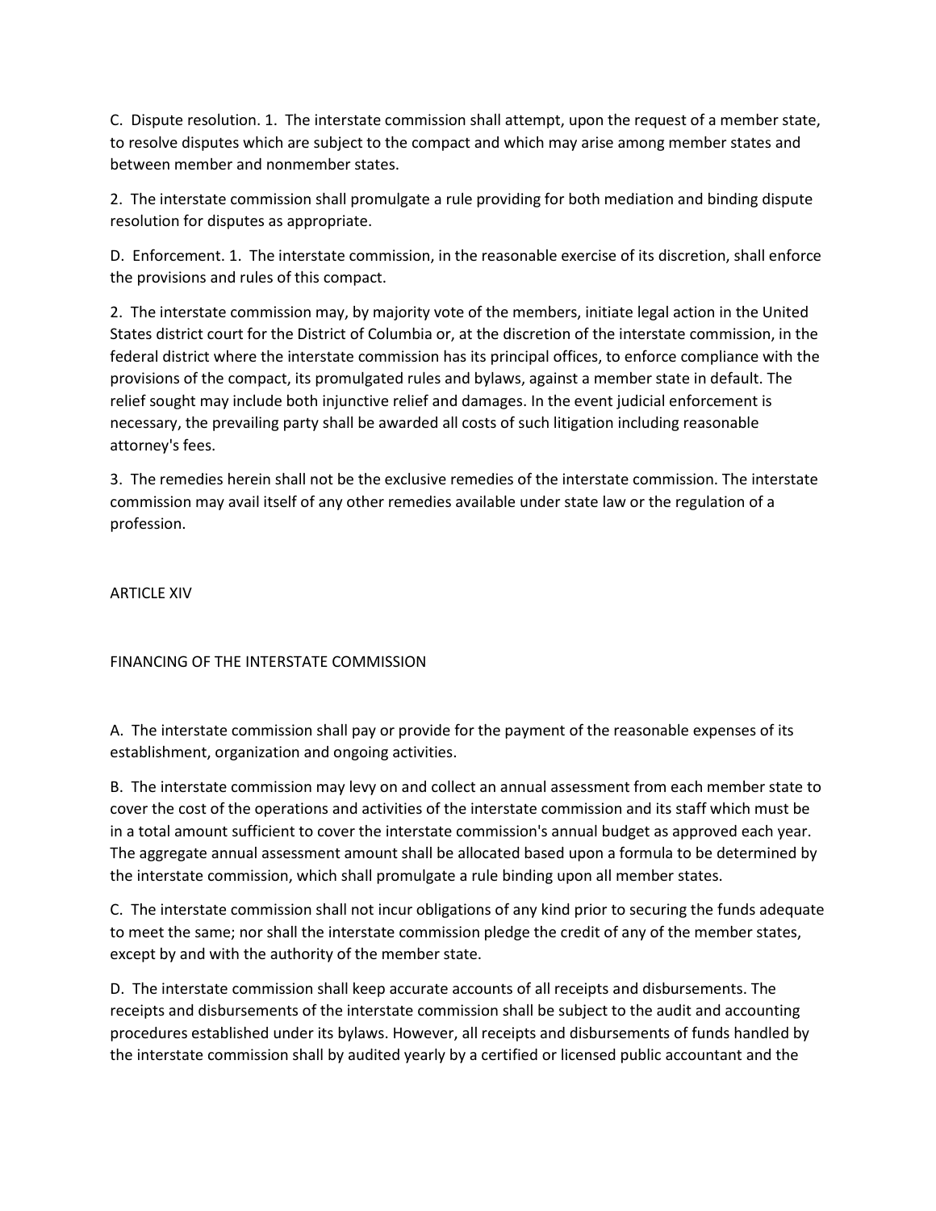C. Dispute resolution. 1. The interstate commission shall attempt, upon the request of a member state, to resolve disputes which are subject to the compact and which may arise among member states and between member and nonmember states.

2. The interstate commission shall promulgate a rule providing for both mediation and binding dispute resolution for disputes as appropriate.

D. Enforcement. 1. The interstate commission, in the reasonable exercise of its discretion, shall enforce the provisions and rules of this compact.

2. The interstate commission may, by majority vote of the members, initiate legal action in the United States district court for the District of Columbia or, at the discretion of the interstate commission, in the federal district where the interstate commission has its principal offices, to enforce compliance with the provisions of the compact, its promulgated rules and bylaws, against a member state in default. The relief sought may include both injunctive relief and damages. In the event judicial enforcement is necessary, the prevailing party shall be awarded all costs of such litigation including reasonable attorney's fees.

3. The remedies herein shall not be the exclusive remedies of the interstate commission. The interstate commission may avail itself of any other remedies available under state law or the regulation of a profession.

## ARTICLE XIV

## FINANCING OF THE INTERSTATE COMMISSION

A. The interstate commission shall pay or provide for the payment of the reasonable expenses of its establishment, organization and ongoing activities.

B. The interstate commission may levy on and collect an annual assessment from each member state to cover the cost of the operations and activities of the interstate commission and its staff which must be in a total amount sufficient to cover the interstate commission's annual budget as approved each year. The aggregate annual assessment amount shall be allocated based upon a formula to be determined by the interstate commission, which shall promulgate a rule binding upon all member states.

C. The interstate commission shall not incur obligations of any kind prior to securing the funds adequate to meet the same; nor shall the interstate commission pledge the credit of any of the member states, except by and with the authority of the member state.

D. The interstate commission shall keep accurate accounts of all receipts and disbursements. The receipts and disbursements of the interstate commission shall be subject to the audit and accounting procedures established under its bylaws. However, all receipts and disbursements of funds handled by the interstate commission shall by audited yearly by a certified or licensed public accountant and the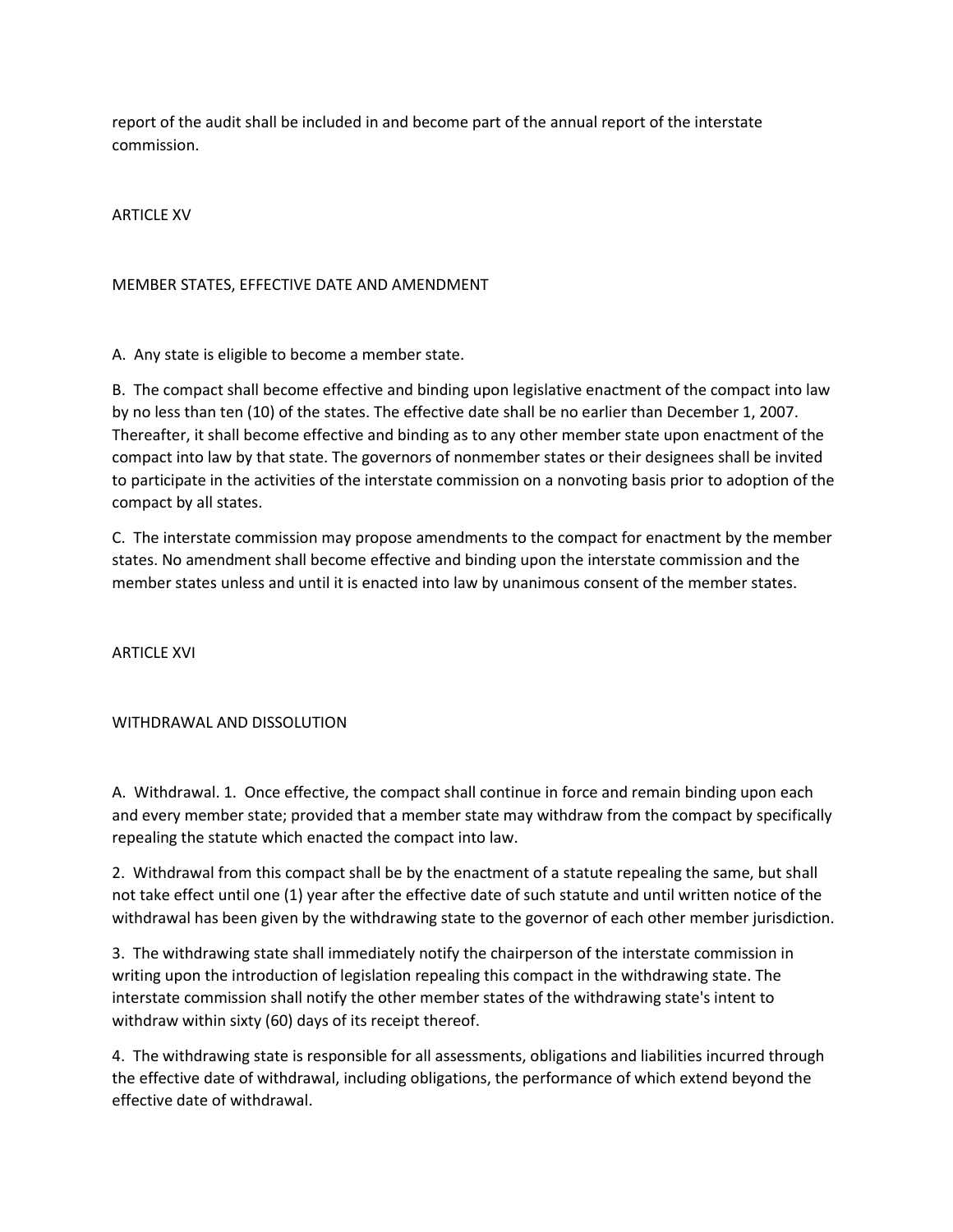report of the audit shall be included in and become part of the annual report of the interstate commission.

ARTICLE XV

MEMBER STATES, EFFECTIVE DATE AND AMENDMENT

A. Any state is eligible to become a member state.

B. The compact shall become effective and binding upon legislative enactment of the compact into law by no less than ten (10) of the states. The effective date shall be no earlier than December 1, 2007. Thereafter, it shall become effective and binding as to any other member state upon enactment of the compact into law by that state. The governors of nonmember states or their designees shall be invited to participate in the activities of the interstate commission on a nonvoting basis prior to adoption of the compact by all states.

C. The interstate commission may propose amendments to the compact for enactment by the member states. No amendment shall become effective and binding upon the interstate commission and the member states unless and until it is enacted into law by unanimous consent of the member states.

ARTICLE XVI

WITHDRAWAL AND DISSOLUTION

A. Withdrawal. 1. Once effective, the compact shall continue in force and remain binding upon each and every member state; provided that a member state may withdraw from the compact by specifically repealing the statute which enacted the compact into law.

2. Withdrawal from this compact shall be by the enactment of a statute repealing the same, but shall not take effect until one (1) year after the effective date of such statute and until written notice of the withdrawal has been given by the withdrawing state to the governor of each other member jurisdiction.

3. The withdrawing state shall immediately notify the chairperson of the interstate commission in writing upon the introduction of legislation repealing this compact in the withdrawing state. The interstate commission shall notify the other member states of the withdrawing state's intent to withdraw within sixty (60) days of its receipt thereof.

4. The withdrawing state is responsible for all assessments, obligations and liabilities incurred through the effective date of withdrawal, including obligations, the performance of which extend beyond the effective date of withdrawal.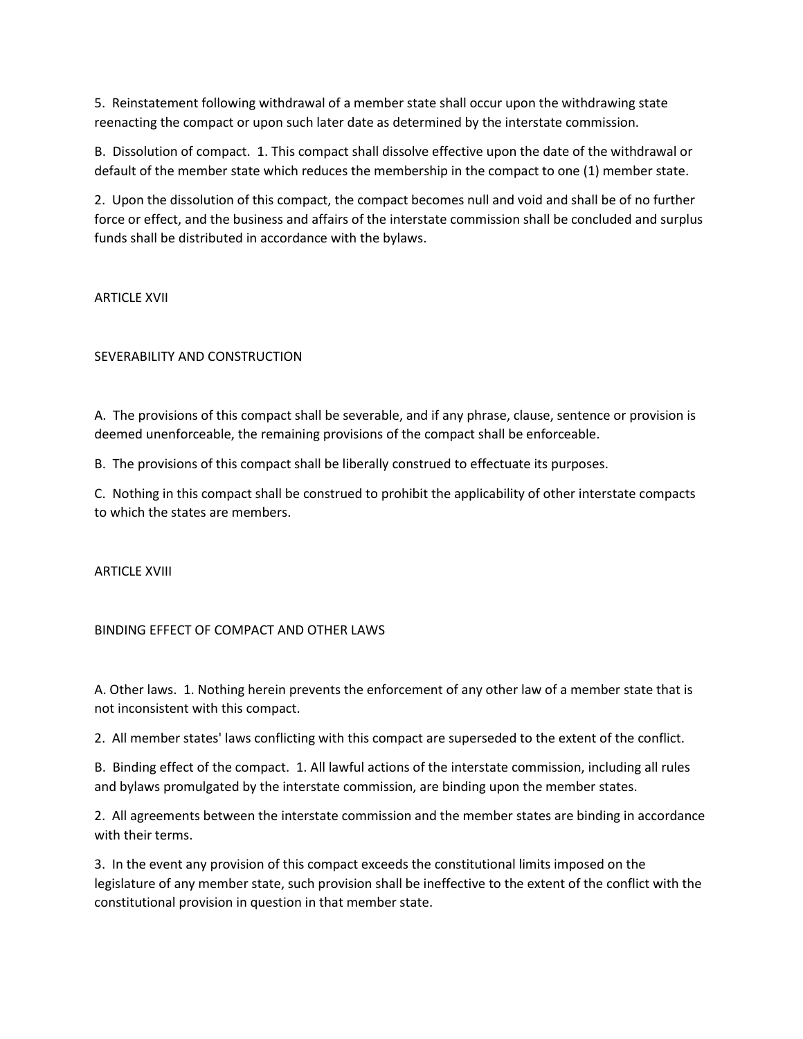5. Reinstatement following withdrawal of a member state shall occur upon the withdrawing state reenacting the compact or upon such later date as determined by the interstate commission.

B. Dissolution of compact. 1. This compact shall dissolve effective upon the date of the withdrawal or default of the member state which reduces the membership in the compact to one (1) member state.

2. Upon the dissolution of this compact, the compact becomes null and void and shall be of no further force or effect, and the business and affairs of the interstate commission shall be concluded and surplus funds shall be distributed in accordance with the bylaws.

## ARTICLE XVII

## SEVERABILITY AND CONSTRUCTION

A. The provisions of this compact shall be severable, and if any phrase, clause, sentence or provision is deemed unenforceable, the remaining provisions of the compact shall be enforceable.

B. The provisions of this compact shall be liberally construed to effectuate its purposes.

C. Nothing in this compact shall be construed to prohibit the applicability of other interstate compacts to which the states are members.

## ARTICLE XVIII

## BINDING EFFECT OF COMPACT AND OTHER LAWS

A. Other laws. 1. Nothing herein prevents the enforcement of any other law of a member state that is not inconsistent with this compact.

2. All member states' laws conflicting with this compact are superseded to the extent of the conflict.

B. Binding effect of the compact. 1. All lawful actions of the interstate commission, including all rules and bylaws promulgated by the interstate commission, are binding upon the member states.

2. All agreements between the interstate commission and the member states are binding in accordance with their terms.

3. In the event any provision of this compact exceeds the constitutional limits imposed on the legislature of any member state, such provision shall be ineffective to the extent of the conflict with the constitutional provision in question in that member state.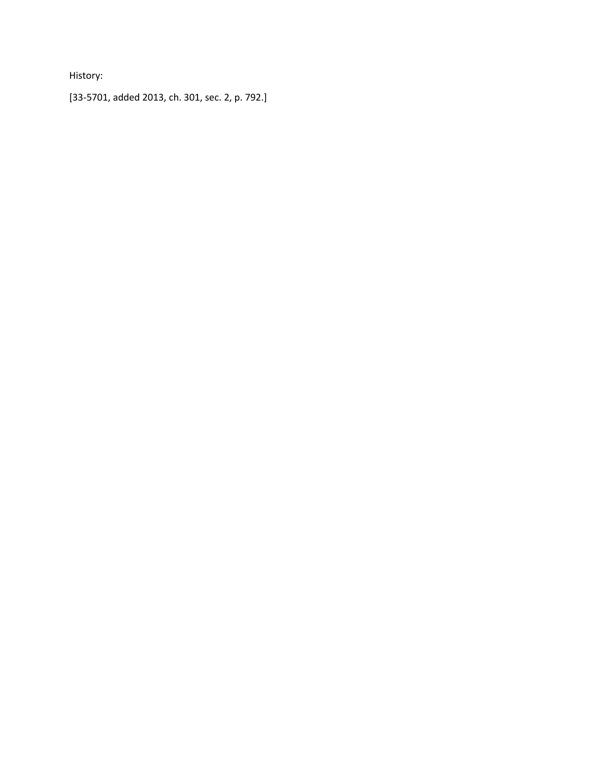History:

[33-5701, added 2013, ch. 301, sec. 2, p. 792.]